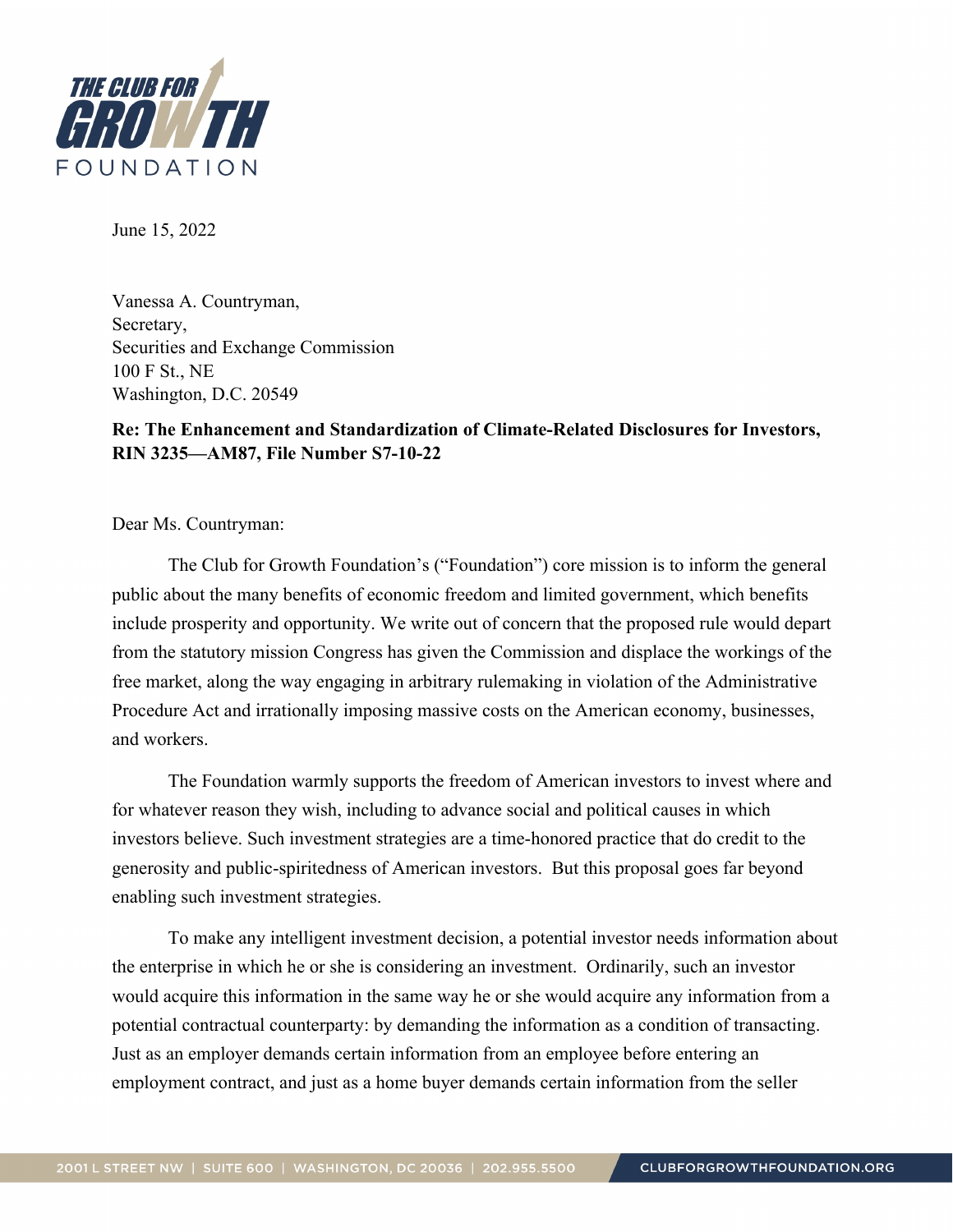THE CLUB FOR GROWTH FOUNDATION

June 15, 2022

Vanessa A. Countryman,
Secretary,
Securities and Exchange Commission
100 F St., NE
Washington, D.C. 20549

**Re: The Enhancement and Standardization of Climate-Related Disclosures for Investors, RIN 3235—AM87, File Number S7-10-22**

Dear Ms. Countryman:

The Club for Growth Foundation's ("Foundation") core mission is to inform the general public about the many benefits of economic freedom and limited government, which benefits include prosperity and opportunity. We write out of concern that the proposed rule would depart from the statutory mission Congress has given the Commission and displace the workings of the free market, along the way engaging in arbitrary rulemaking in violation of the Administrative Procedure Act and irrationally imposing massive costs on the American economy, businesses, and workers.

The Foundation warmly supports the freedom of American investors to invest where and for whatever reason they wish, including to advance social and political causes in which investors believe. Such investment strategies are a time-honored practice that do credit to the generosity and public-spiritedness of American investors. But this proposal goes far beyond enabling such investment strategies.

To make any intelligent investment decision, a potential investor needs information about the enterprise in which he or she is considering an investment. Ordinarily, such an investor would acquire this information in the same way he or she would acquire any information from a potential contractual counterparty: by demanding the information as a condition of transacting. Just as an employer demands certain information from an employee before entering an employment contract, and just as a home buyer demands certain information from the seller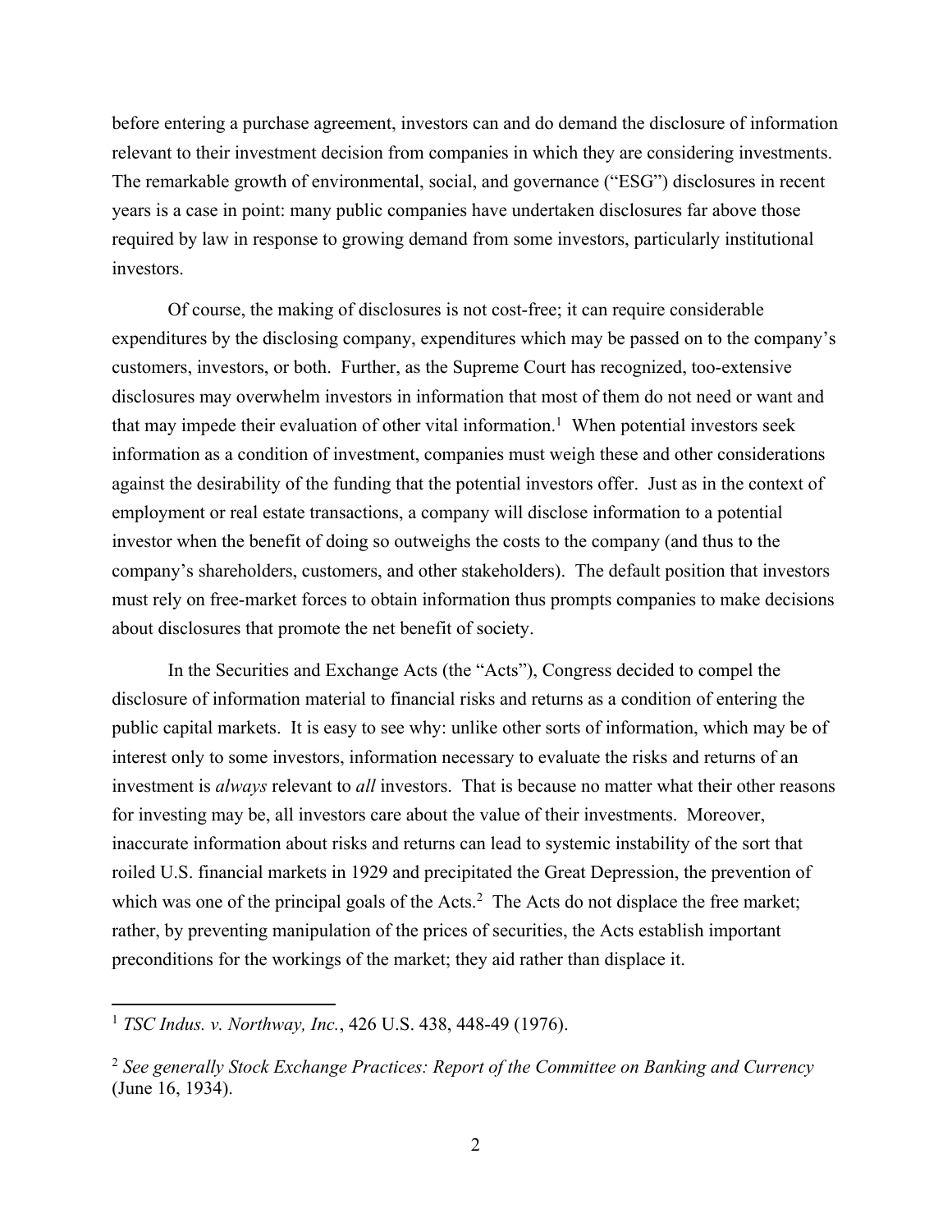before entering a purchase agreement, investors can and do demand the disclosure of information relevant to their investment decision from companies in which they are considering investments. The remarkable growth of environmental, social, and governance ("ESG") disclosures in recent years is a case in point: many public companies have undertaken disclosures far above those required by law in response to growing demand from some investors, particularly institutional investors.

Of course, the making of disclosures is not cost-free; it can require considerable expenditures by the disclosing company, expenditures which may be passed on to the company's customers, investors, or both. Further, as the Supreme Court has recognized, too-extensive disclosures may overwhelm investors in information that most of them do not need or want and that may impede their evaluation of other vital information.[1] When potential investors seek information as a condition of investment, companies must weigh these and other considerations against the desirability of the funding that the potential investors offer. Just as in the context of employment or real estate transactions, a company will disclose information to a potential investor when the benefit of doing so outweighs the costs to the company (and thus to the company's shareholders, customers, and other stakeholders). The default position that investors must rely on free-market forces to obtain information thus prompts companies to make decisions about disclosures that promote the net benefit of society.

In the Securities and Exchange Acts (the "Acts"), Congress decided to compel the disclosure of information material to financial risks and returns as a condition of entering the public capital markets. It is easy to see why: unlike other sorts of information, which may be of interest only to some investors, information necessary to evaluate the risks and returns of an investment is *always* relevant to *all* investors. That is because no matter what their other reasons for investing may be, all investors care about the value of their investments. Moreover, inaccurate information about risks and returns can lead to systemic instability of the sort that roiled U.S. financial markets in 1929 and precipitated the Great Depression, the prevention of which was one of the principal goals of the Acts.[2] The Acts do not displace the free market; rather, by preventing manipulation of the prices of securities, the Acts establish important preconditions for the workings of the market; they aid rather than displace it.

---

[1] *TSC Indus. v. Northway, Inc.*, 426 U.S. 438, 448-49 (1976).

[2] *See generally Stock Exchange Practices: Report of the Committee on Banking and Currency* (June 16, 1934).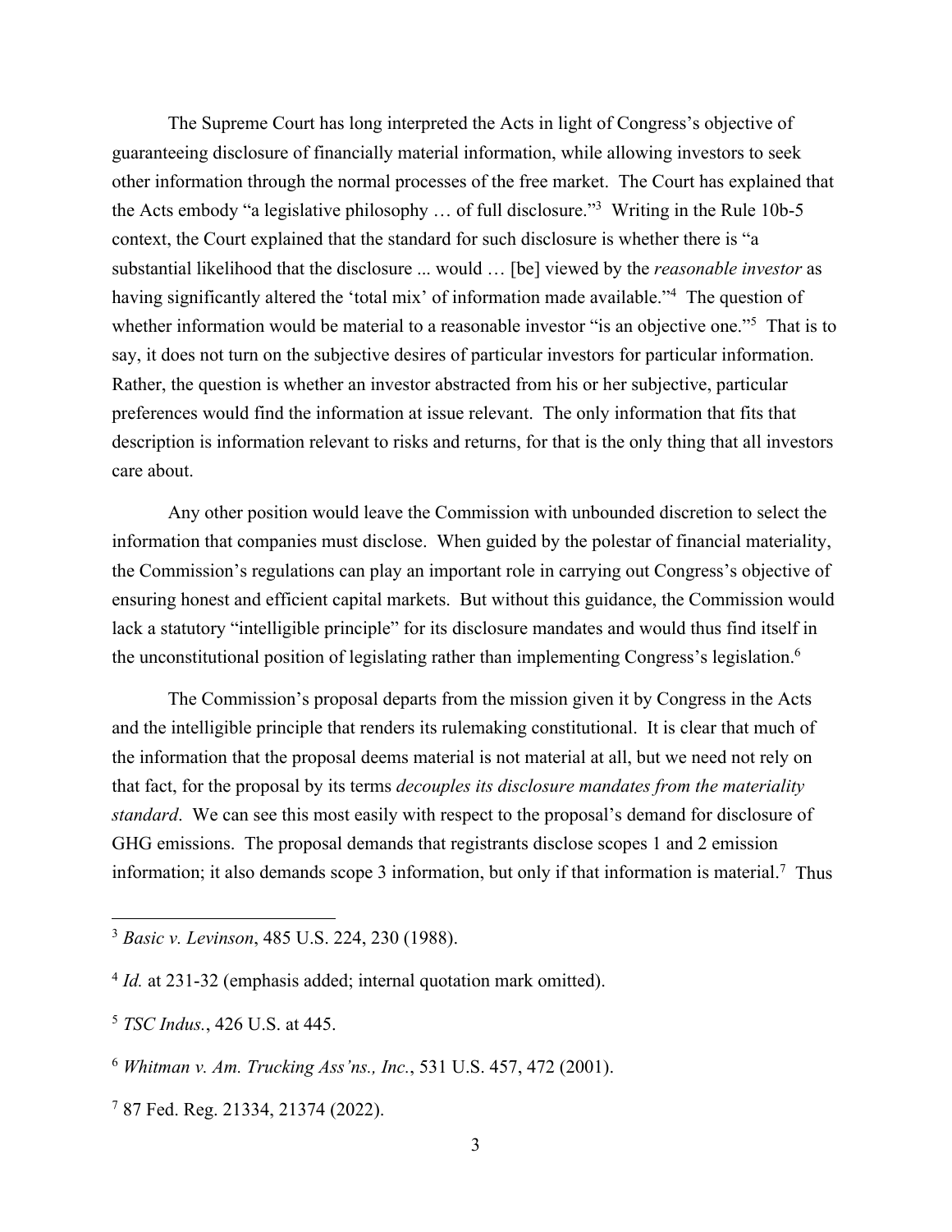The Supreme Court has long interpreted the Acts in light of Congress's objective of guaranteeing disclosure of financially material information, while allowing investors to seek other information through the normal processes of the free market. The Court has explained that the Acts embody "a legislative philosophy … of full disclosure."[3] Writing in the Rule 10b-5 context, the Court explained that the standard for such disclosure is whether there is "a substantial likelihood that the disclosure ... would … [be] viewed by the *reasonable investor* as having significantly altered the 'total mix' of information made available."[4] The question of whether information would be material to a reasonable investor "is an objective one."[5] That is to say, it does not turn on the subjective desires of particular investors for particular information. Rather, the question is whether an investor abstracted from his or her subjective, particular preferences would find the information at issue relevant. The only information that fits that description is information relevant to risks and returns, for that is the only thing that all investors care about.

Any other position would leave the Commission with unbounded discretion to select the information that companies must disclose. When guided by the polestar of financial materiality, the Commission's regulations can play an important role in carrying out Congress's objective of ensuring honest and efficient capital markets. But without this guidance, the Commission would lack a statutory "intelligible principle" for its disclosure mandates and would thus find itself in the unconstitutional position of legislating rather than implementing Congress's legislation.[6]

The Commission's proposal departs from the mission given it by Congress in the Acts and the intelligible principle that renders its rulemaking constitutional. It is clear that much of the information that the proposal deems material is not material at all, but we need not rely on that fact, for the proposal by its terms *decouples its disclosure mandates from the materiality standard*. We can see this most easily with respect to the proposal's demand for disclosure of GHG emissions. The proposal demands that registrants disclose scopes 1 and 2 emission information; it also demands scope 3 information, but only if that information is material.[7] Thus

---

[3] *Basic v. Levinson*, 485 U.S. 224, 230 (1988).

[4] *Id.* at 231-32 (emphasis added; internal quotation mark omitted).

[5] *TSC Indus.*, 426 U.S. at 445.

[6] *Whitman v. Am. Trucking Ass'ns., Inc.*, 531 U.S. 457, 472 (2001).

[7] 87 Fed. Reg. 21334, 21374 (2022).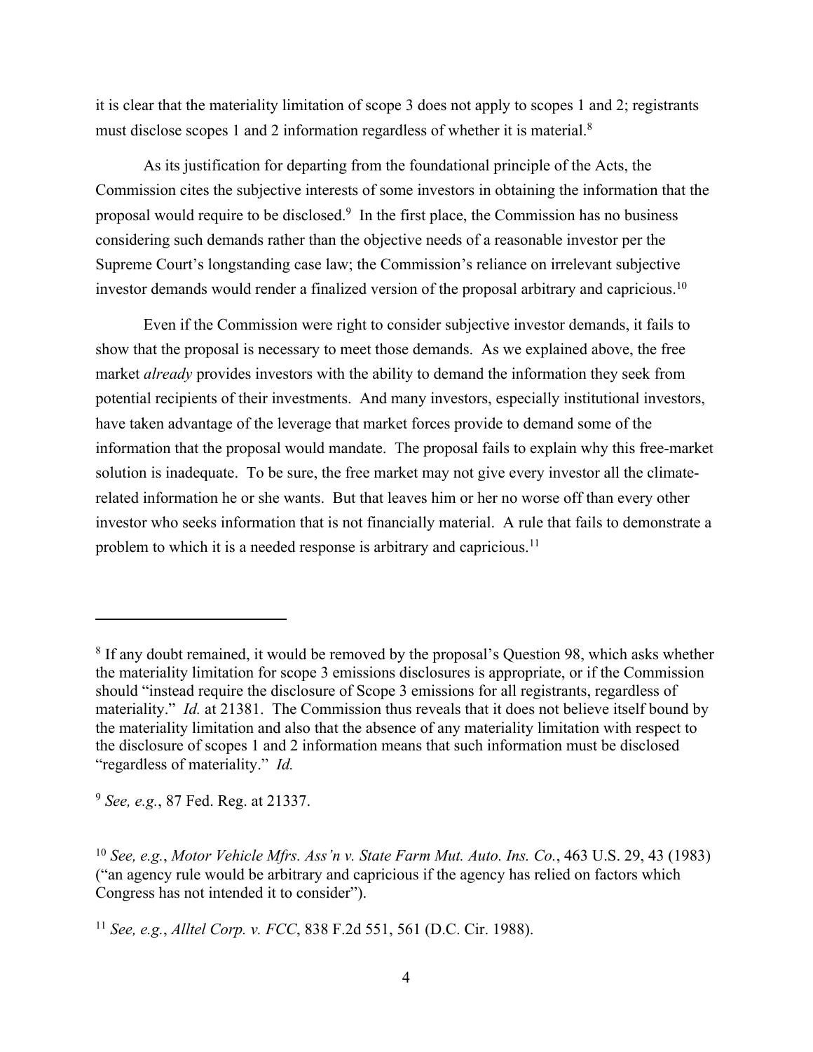it is clear that the materiality limitation of scope 3 does not apply to scopes 1 and 2; registrants must disclose scopes 1 and 2 information regardless of whether it is material.[8]

As its justification for departing from the foundational principle of the Acts, the Commission cites the subjective interests of some investors in obtaining the information that the proposal would require to be disclosed.[9] In the first place, the Commission has no business considering such demands rather than the objective needs of a reasonable investor per the Supreme Court's longstanding case law; the Commission's reliance on irrelevant subjective investor demands would render a finalized version of the proposal arbitrary and capricious.[10]

Even if the Commission were right to consider subjective investor demands, it fails to show that the proposal is necessary to meet those demands. As we explained above, the free market *already* provides investors with the ability to demand the information they seek from potential recipients of their investments. And many investors, especially institutional investors, have taken advantage of the leverage that market forces provide to demand some of the information that the proposal would mandate. The proposal fails to explain why this free-market solution is inadequate. To be sure, the free market may not give every investor all the climate-related information he or she wants. But that leaves him or her no worse off than every other investor who seeks information that is not financially material. A rule that fails to demonstrate a problem to which it is a needed response is arbitrary and capricious.[11]

---

[8] If any doubt remained, it would be removed by the proposal's Question 98, which asks whether the materiality limitation for scope 3 emissions disclosures is appropriate, or if the Commission should "instead require the disclosure of Scope 3 emissions for all registrants, regardless of materiality." *Id.* at 21381. The Commission thus reveals that it does not believe itself bound by the materiality limitation and also that the absence of any materiality limitation with respect to the disclosure of scopes 1 and 2 information means that such information must be disclosed "regardless of materiality." *Id.*

[9] *See, e.g.*, 87 Fed. Reg. at 21337.

[10] *See, e.g.*, *Motor Vehicle Mfrs. Ass'n v. State Farm Mut. Auto. Ins. Co.*, 463 U.S. 29, 43 (1983) ("an agency rule would be arbitrary and capricious if the agency has relied on factors which Congress has not intended it to consider").

[11] *See, e.g.*, *Alltel Corp. v. FCC*, 838 F.2d 551, 561 (D.C. Cir. 1988).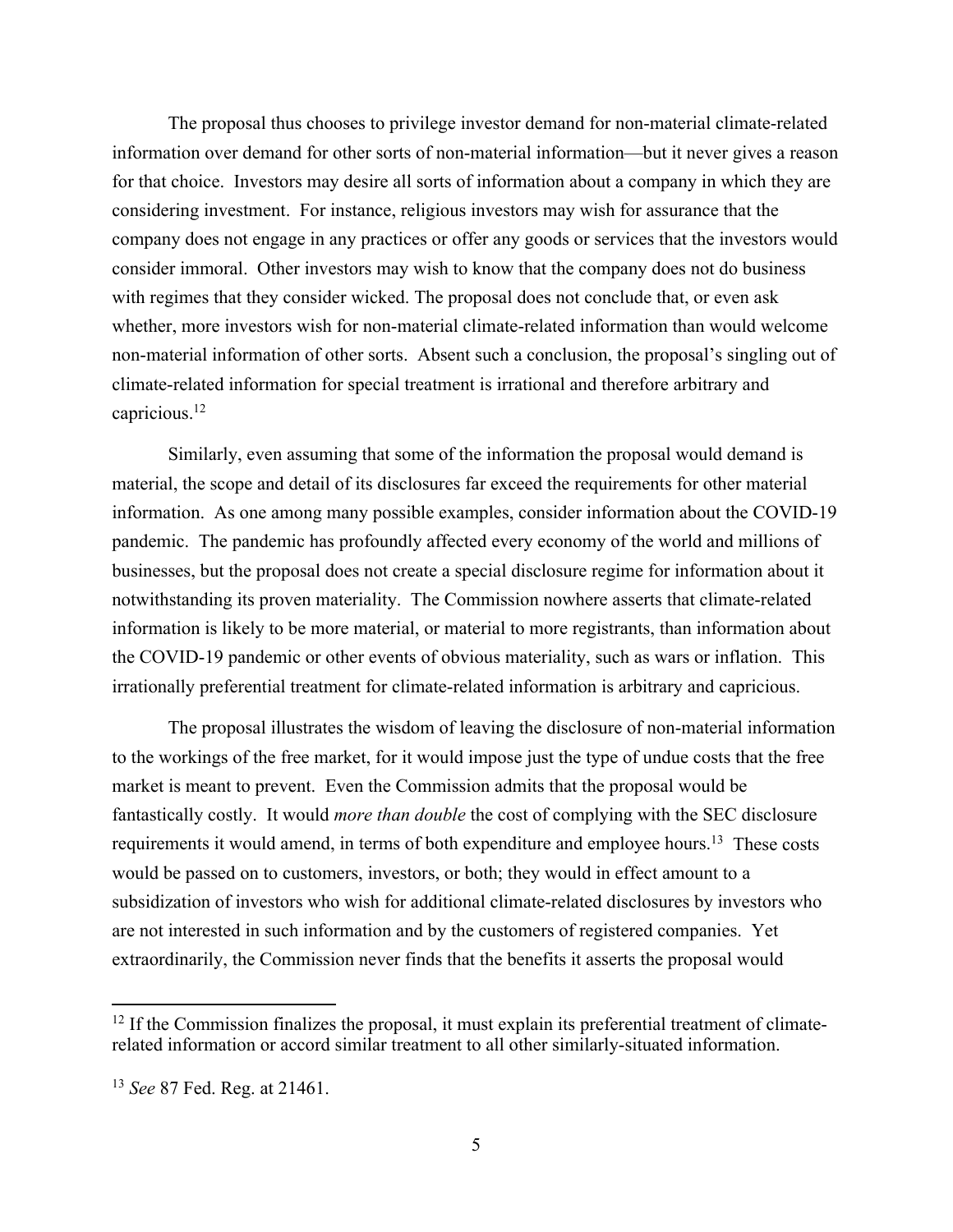The proposal thus chooses to privilege investor demand for non-material climate-related information over demand for other sorts of non-material information—but it never gives a reason for that choice. Investors may desire all sorts of information about a company in which they are considering investment. For instance, religious investors may wish for assurance that the company does not engage in any practices or offer any goods or services that the investors would consider immoral. Other investors may wish to know that the company does not do business with regimes that they consider wicked. The proposal does not conclude that, or even ask whether, more investors wish for non-material climate-related information than would welcome non-material information of other sorts. Absent such a conclusion, the proposal's singling out of climate-related information for special treatment is irrational and therefore arbitrary and capricious.[12]

Similarly, even assuming that some of the information the proposal would demand is material, the scope and detail of its disclosures far exceed the requirements for other material information. As one among many possible examples, consider information about the COVID-19 pandemic. The pandemic has profoundly affected every economy of the world and millions of businesses, but the proposal does not create a special disclosure regime for information about it notwithstanding its proven materiality. The Commission nowhere asserts that climate-related information is likely to be more material, or material to more registrants, than information about the COVID-19 pandemic or other events of obvious materiality, such as wars or inflation. This irrationally preferential treatment for climate-related information is arbitrary and capricious.

The proposal illustrates the wisdom of leaving the disclosure of non-material information to the workings of the free market, for it would impose just the type of undue costs that the free market is meant to prevent. Even the Commission admits that the proposal would be fantastically costly. It would *more than double* the cost of complying with the SEC disclosure requirements it would amend, in terms of both expenditure and employee hours.[13] These costs would be passed on to customers, investors, or both; they would in effect amount to a subsidization of investors who wish for additional climate-related disclosures by investors who are not interested in such information and by the customers of registered companies. Yet extraordinarily, the Commission never finds that the benefits it asserts the proposal would

---

[12] If the Commission finalizes the proposal, it must explain its preferential treatment of climate-related information or accord similar treatment to all other similarly-situated information.

[13] *See* 87 Fed. Reg. at 21461.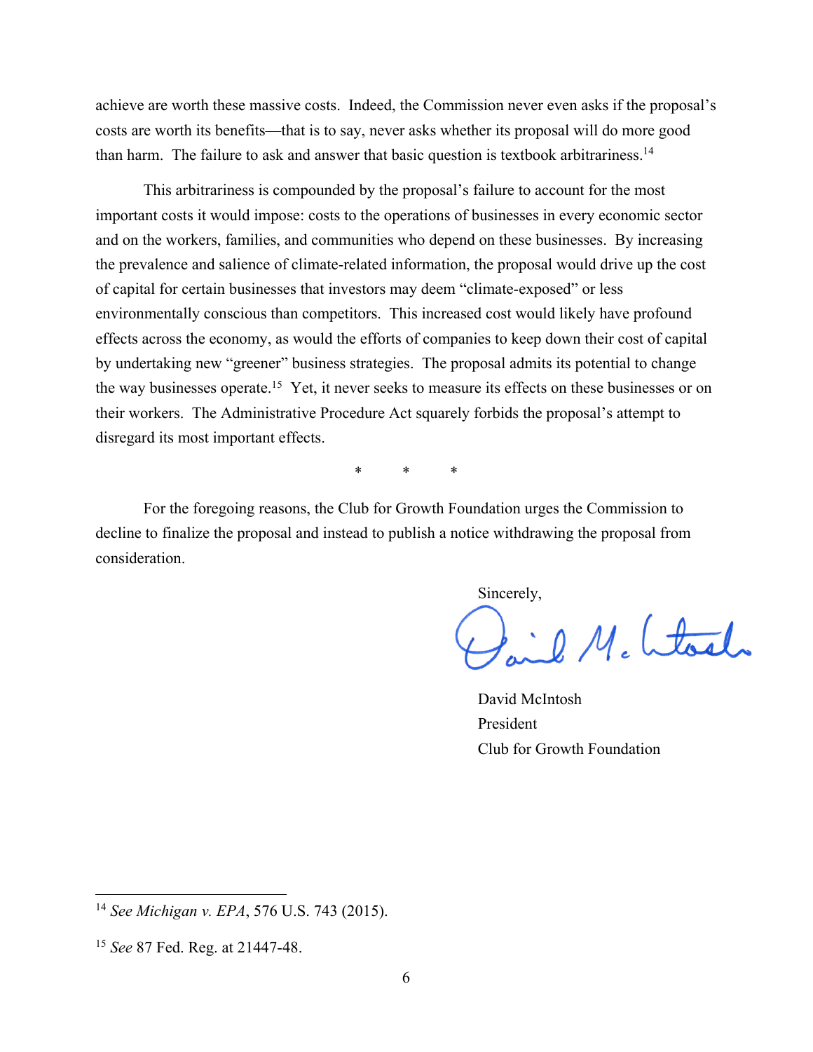achieve are worth these massive costs. Indeed, the Commission never even asks if the proposal's costs are worth its benefits—that is to say, never asks whether its proposal will do more good than harm. The failure to ask and answer that basic question is textbook arbitrariness.[14]

This arbitrariness is compounded by the proposal's failure to account for the most important costs it would impose: costs to the operations of businesses in every economic sector and on the workers, families, and communities who depend on these businesses. By increasing the prevalence and salience of climate-related information, the proposal would drive up the cost of capital for certain businesses that investors may deem "climate-exposed" or less environmentally conscious than competitors. This increased cost would likely have profound effects across the economy, as would the efforts of companies to keep down their cost of capital by undertaking new "greener" business strategies. The proposal admits its potential to change the way businesses operate.[15] Yet, it never seeks to measure its effects on these businesses or on their workers. The Administrative Procedure Act squarely forbids the proposal's attempt to disregard its most important effects.

\* \* \*

For the foregoing reasons, the Club for Growth Foundation urges the Commission to decline to finalize the proposal and instead to publish a notice withdrawing the proposal from consideration.

Sincerely,

David McIntosh
President
Club for Growth Foundation

---

[14] *See Michigan v. EPA*, 576 U.S. 743 (2015).

[15] *See* 87 Fed. Reg. at 21447-48.